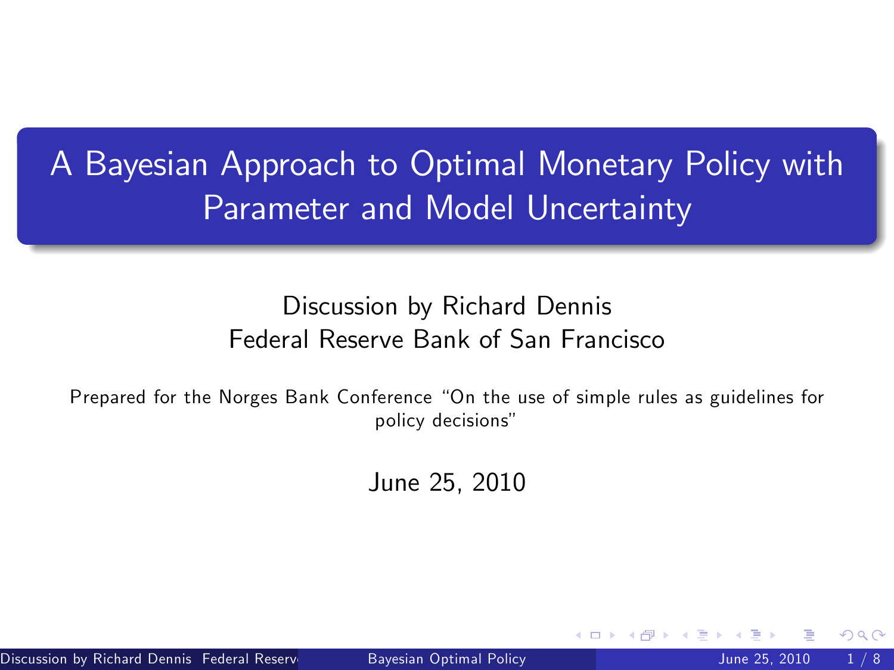# A Bayesian Approach to Optimal Monetary Policy with Parameter and Model Uncertainty

Discussion by Richard Dennis
Federal Reserve Bank of San Francisco

Prepared for the Norges Bank Conference "On the use of simple rules as guidelines for policy decisions"

June 25, 2010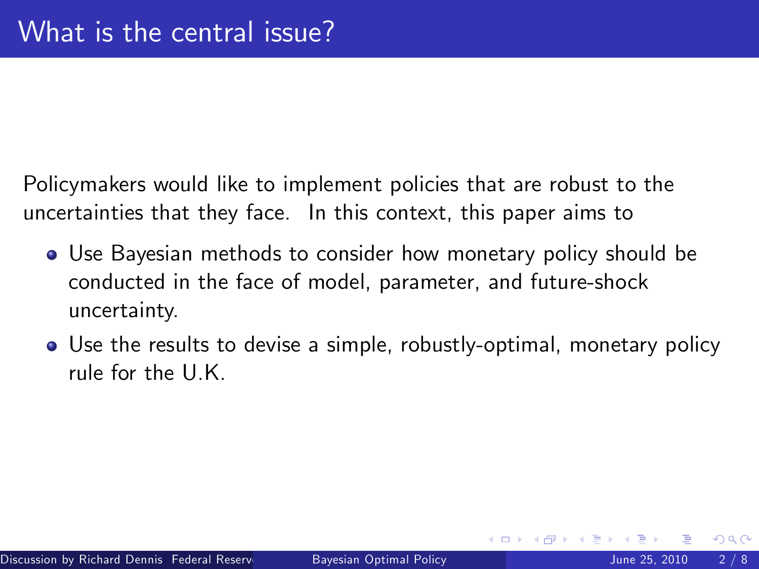# What is the central issue?

Policymakers would like to implement policies that are robust to the uncertainties that they face. In this context, this paper aims to

- Use Bayesian methods to consider how monetary policy should be conducted in the face of model, parameter, and future-shock uncertainty.
- Use the results to devise a simple, robustly-optimal, monetary policy rule for the U.K.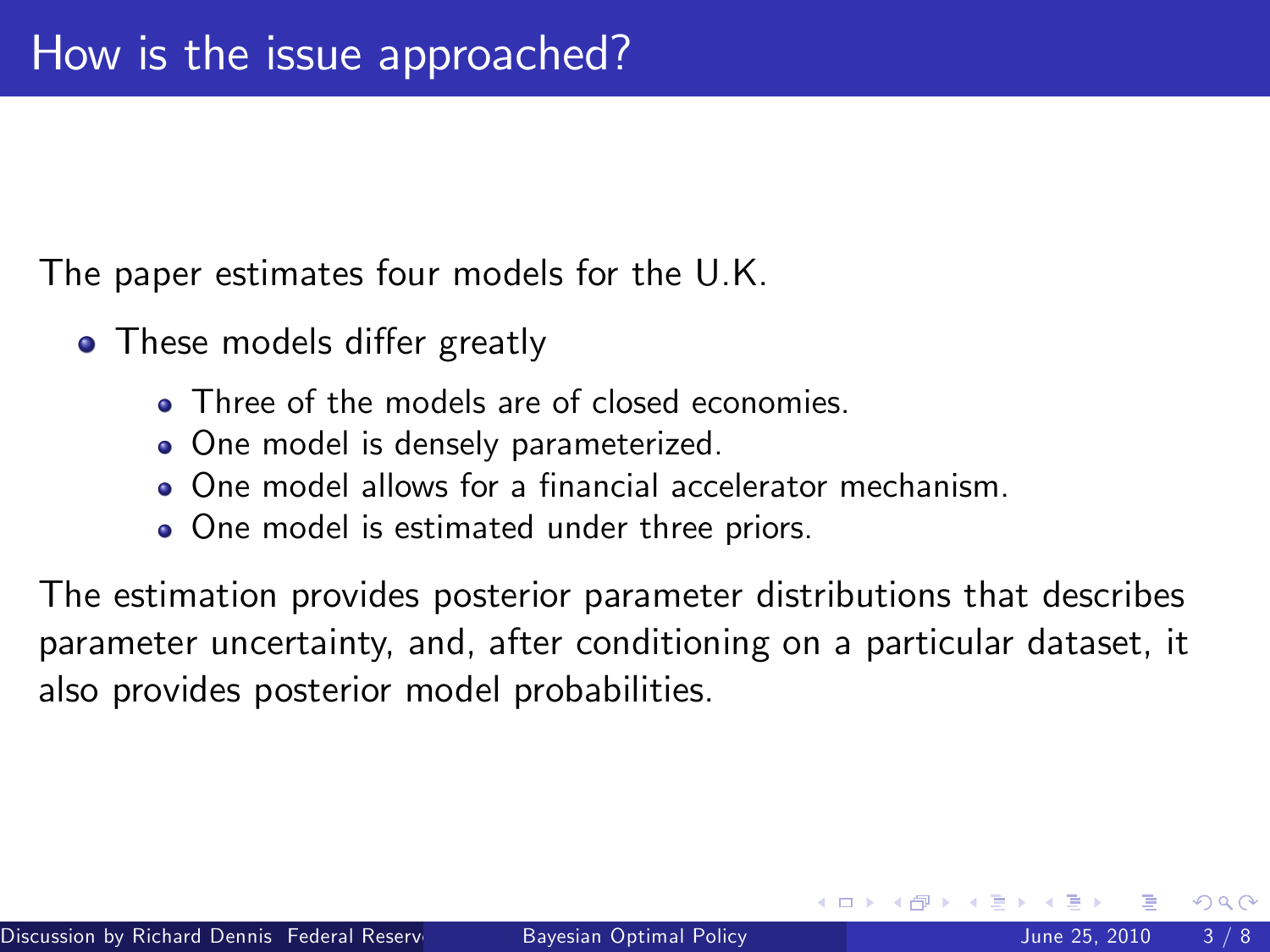# How is the issue approached?

The paper estimates four models for the U.K.

- These models differ greatly
  - Three of the models are of closed economies.
  - One model is densely parameterized.
  - One model allows for a financial accelerator mechanism.
  - One model is estimated under three priors.

The estimation provides posterior parameter distributions that describes parameter uncertainty, and, after conditioning on a particular dataset, it also provides posterior model probabilities.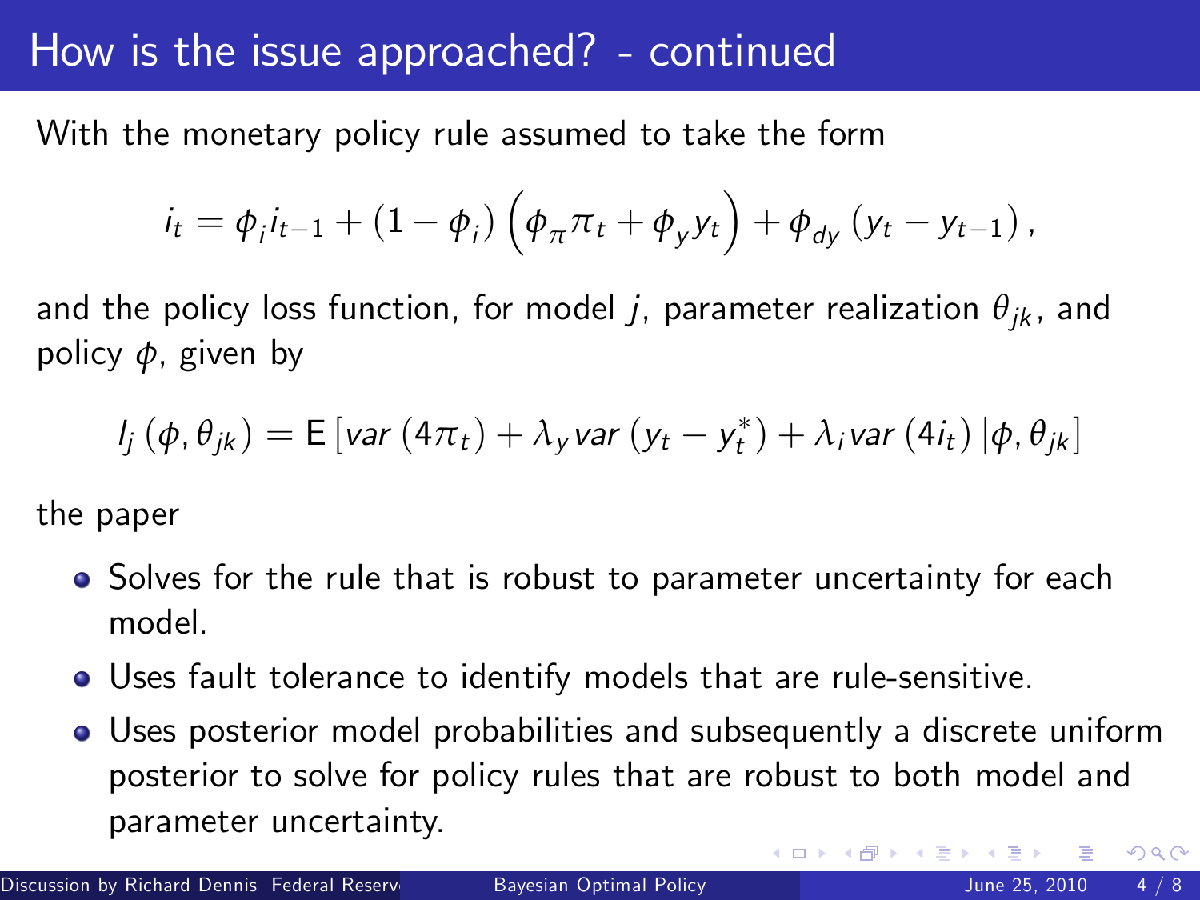# How is the issue approached? - continued

With the monetary policy rule assumed to take the form

$$i_t = \phi_i i_{t-1} + (1 - \phi_i)\left(\phi_\pi \pi_t + \phi_y y_t\right) + \phi_{dy}\left(y_t - y_{t-1}\right),$$

and the policy loss function, for model $j$, parameter realization $\theta_{jk}$, and policy $\phi$, given by

$$l_j\left(\phi, \theta_{jk}\right) = \mathrm{E}\left[var\left(4\pi_t\right) + \lambda_y var\left(y_t - y_t^*\right) + \lambda_i var\left(4i_t\right) | \phi, \theta_{jk}\right]$$

the paper

- Solves for the rule that is robust to parameter uncertainty for each model.
- Uses fault tolerance to identify models that are rule-sensitive.
- Uses posterior model probabilities and subsequently a discrete uniform posterior to solve for policy rules that are robust to both model and parameter uncertainty.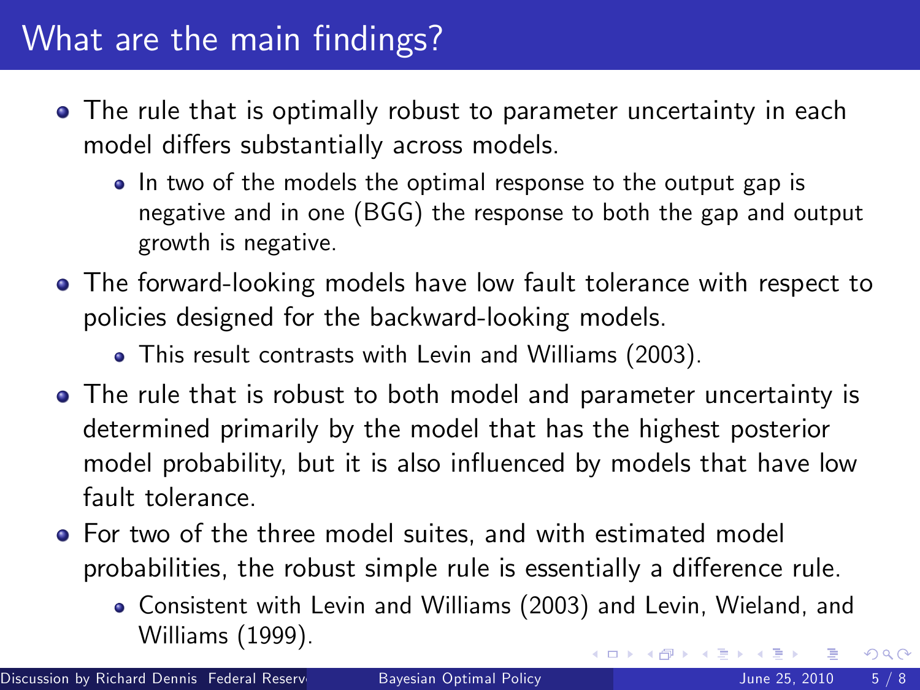# What are the main findings?

- The rule that is optimally robust to parameter uncertainty in each model differs substantially across models.
  - In two of the models the optimal response to the output gap is negative and in one (BGG) the response to both the gap and output growth is negative.
- The forward-looking models have low fault tolerance with respect to policies designed for the backward-looking models.
  - This result contrasts with Levin and Williams (2003).
- The rule that is robust to both model and parameter uncertainty is determined primarily by the model that has the highest posterior model probability, but it is also influenced by models that have low fault tolerance.
- For two of the three model suites, and with estimated model probabilities, the robust simple rule is essentially a difference rule.
  - Consistent with Levin and Williams (2003) and Levin, Wieland, and Williams (1999).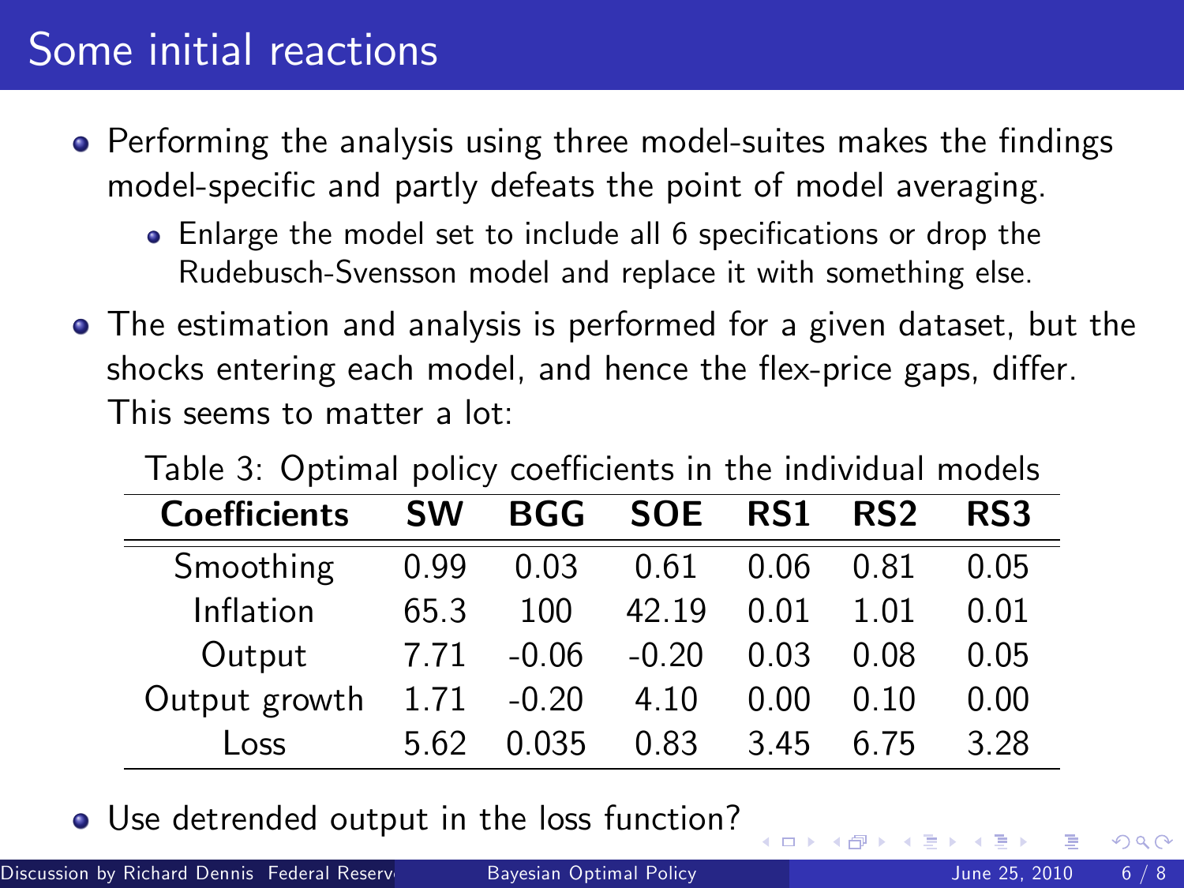# Some initial reactions

- Performing the analysis using three model-suites makes the findings model-specific and partly defeats the point of model averaging.
  - Enlarge the model set to include all 6 specifications or drop the Rudebusch-Svensson model and replace it with something else.
- The estimation and analysis is performed for a given dataset, but the shocks entering each model, and hence the flex-price gaps, differ. This seems to matter a lot:

Table 3: Optimal policy coefficients in the individual models

| Coefficients | SW | BGG | SOE | RS1 | RS2 | RS3 |
|---|---|---|---|---|---|---|
| Smoothing | 0.99 | 0.03 | 0.61 | 0.06 | 0.81 | 0.05 |
| Inflation | 65.3 | 100 | 42.19 | 0.01 | 1.01 | 0.01 |
| Output | 7.71 | -0.06 | -0.20 | 0.03 | 0.08 | 0.05 |
| Output growth | 1.71 | -0.20 | 4.10 | 0.00 | 0.10 | 0.00 |
| Loss | 5.62 | 0.035 | 0.83 | 3.45 | 6.75 | 3.28 |

- Use detrended output in the loss function?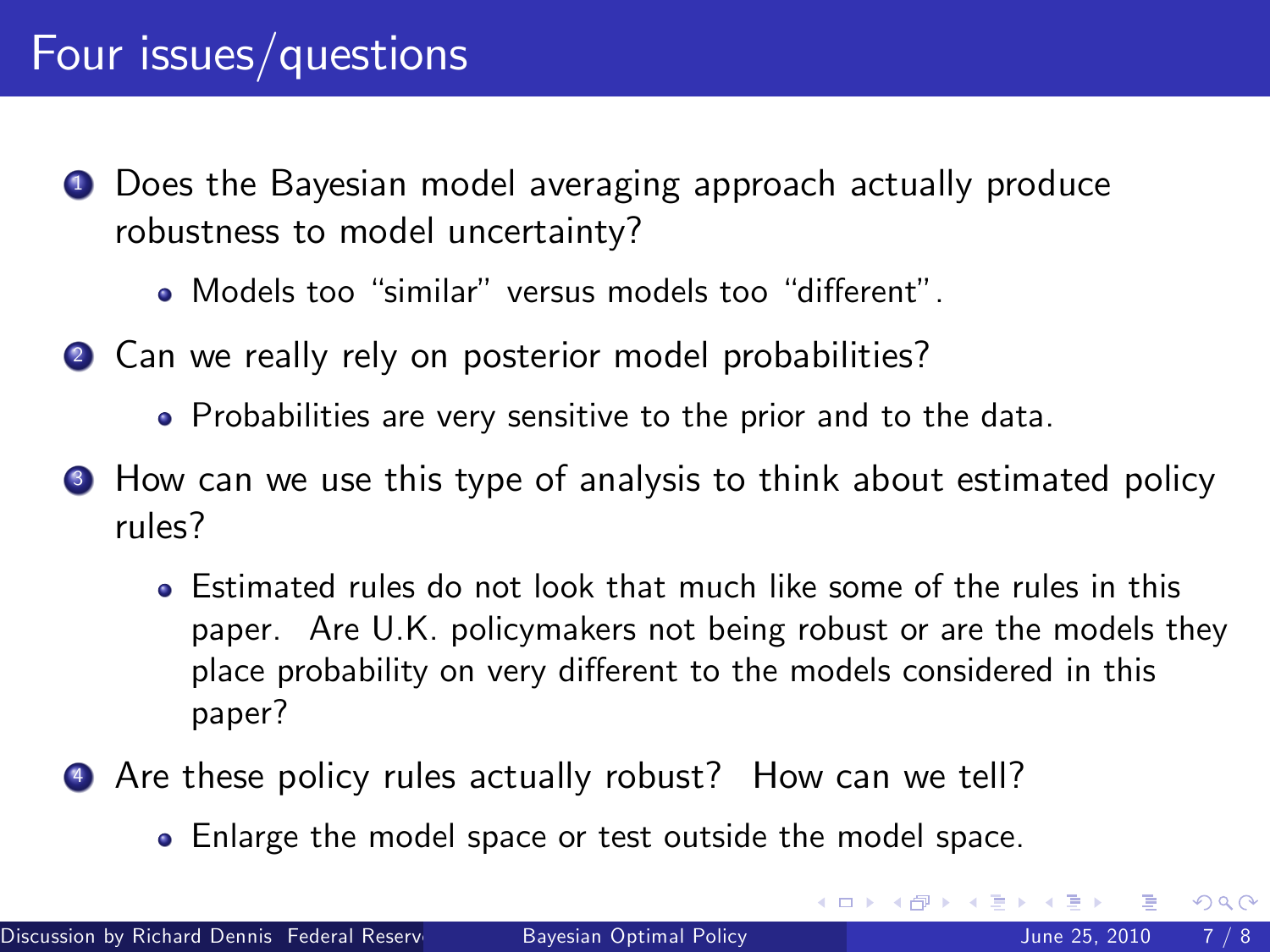# Four issues/questions

1. Does the Bayesian model averaging approach actually produce robustness to model uncertainty?
   - Models too "similar" versus models too "different".
2. Can we really rely on posterior model probabilities?
   - Probabilities are very sensitive to the prior and to the data.
3. How can we use this type of analysis to think about estimated policy rules?
   - Estimated rules do not look that much like some of the rules in this paper. Are U.K. policymakers not being robust or are the models they place probability on very different to the models considered in this paper?
4. Are these policy rules actually robust? How can we tell?
   - Enlarge the model space or test outside the model space.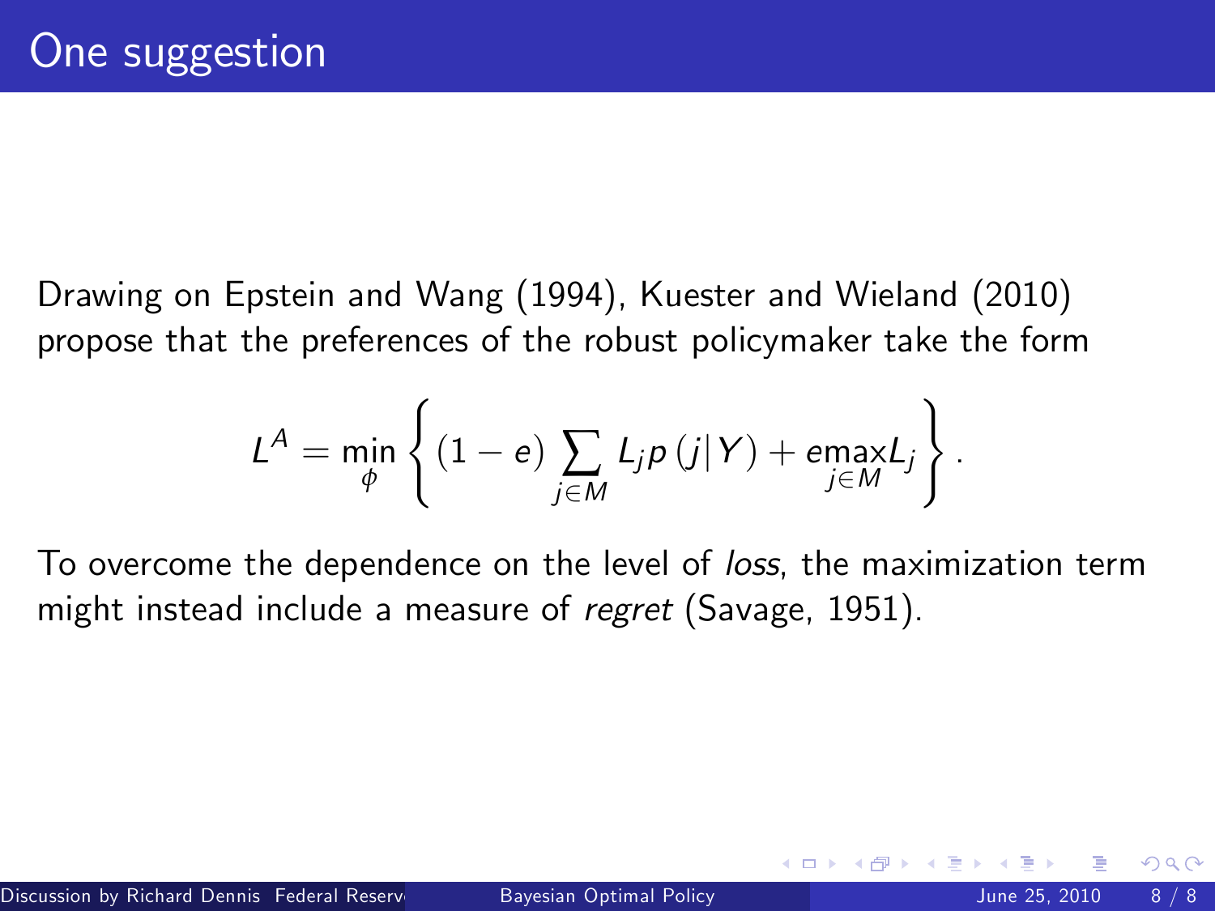# One suggestion

Drawing on Epstein and Wang (1994), Kuester and Wieland (2010) propose that the preferences of the robust policymaker take the form

$$L^A = \min_{\phi} \left\{ (1 - e) \sum_{j \in M} L_j p\left(j | Y\right) + e \max_{j \in M} L_j \right\}.$$

To overcome the dependence on the level of *loss*, the maximization term might instead include a measure of *regret* (Savage, 1951).